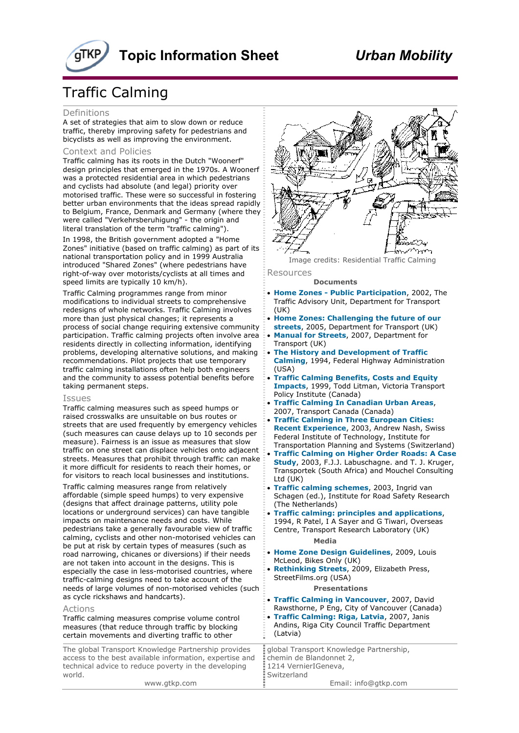# Topic Information Sheet

*Urban Mobility*

## Traffic Calming

### Definitions

A set of strategies that aim to slow down or reduce traffic, thereby improving safety for pedestrians and bicyclists as well as improving the environment.

### Context and Policies

Traffic calming has its roots in the Dutch "Woonerf" design principles that emerged in the 1970s. A Woonerf was a protected residential area in which pedestrians and cyclists had absolute (and legal) priority over motorised traffic. These were so successful in fostering better urban environments that the ideas spread rapidly to Belgium, France, Denmark and Germany (where they were called "Verkehrsberuhigung" - the origin and literal translation of the term "traffic calming").

In 1998, the British government adopted a "Home Zones" initiative (based on traffic calming) as part of its national transportation policy and in 1999 Australia introduced "Shared Zones" (where pedestrians have right-of-way over motorists/cyclists at all times and speed limits are typically 10 km/h).

Traffic Calming programmes range from minor modifications to individual streets to comprehensive redesigns of whole networks. Traffic Calming involves more than just physical changes; it represents a process of social change requiring extensive community participation. Traffic calming projects often involve area residents directly in collecting information, identifying problems, developing alternative solutions, and making recommendations. Pilot projects that use temporary traffic calming installations often help both engineers and the community to assess potential benefits before taking permanent steps.

### Issues

Traffic calming measures such as speed humps or raised crosswalks are unsuitable on bus routes or streets that are used frequently by emergency vehicles (such measures can cause delays up to 10 seconds per measure). Fairness is an issue as measures that slow traffic on one street can displace vehicles onto adjacent streets. Measures that prohibit through traffic can make it more difficult for residents to reach their homes, or for visitors to reach local businesses and institutions.

Traffic calming measures range from relatively affordable (simple speed humps) to very expensive (designs that affect drainage patterns, utility pole locations or underground services) can have tangible impacts on maintenance needs and costs. While pedestrians take a generally favourable view of traffic calming, cyclists and other non-motorised vehicles can be put at risk by certain types of measures (such as road narrowing, chicanes or diversions) if their needs are not taken into account in the designs. This is especially the case in less-motorised countries, where traffic-calming designs need to take account of the needs of large volumes of non-motorised vehicles (such as cycle rickshaws and handcarts).

### Actions

Traffic calming measures comprise volume control measures (that reduce through traffic by blocking certain movements and diverting traffic to other

Image credits: Residential Traffic Calming

### Resources

**Documents**

- **Home Zones - Public Participation**, 2002, The Traffic Advisory Unit, Department for Transport (UK)
- **Home Zones: Challenging the future of our streets**, 2005, Department for Transport (UK)
- **Manual for Streets**, 2007, Department for Transport (UK)
- **The History and Development of Traffic Calming**, 1994, Federal Highway Administration (USA)
- **Traffic Calming Benefits, Costs and Equity Impacts**, 1999, Todd Litman, Victoria Transport Policy Institute (Canada)
- **Traffic Calming In Canadian Urban Areas**, 2007, Transport Canada (Canada)
- **Traffic Calming in Three European Cities: Recent Experience**, 2003, Andrew Nash, Swiss Federal Institute of Technology, Institute for Transportation Planning and Systems (Switzerland)
- **Traffic Calming on Higher Order Roads: A Case Study**, 2003, F.J.J. Labuschagne. and T. J. Kruger, Transportek (South Africa) and Mouchel Consulting Ltd (UK)
- **Traffic calming schemes**, 2003, Ingrid van Schagen (ed.), Institute for Road Safety Research (The Netherlands)
- **Traffic calming: principles and applications**, 1994, R Patel, I A Sayer and G Tiwari, Overseas Centre, Transport Research Laboratory (UK)

**Media**

- **Home Zone Design Guidelines**, 2009, Louis McLeod, Bikes Only (UK)
- **Rethinking Streets**, 2009, Elizabeth Press, StreetFilms.org (USA)

**Presentations**

- **Traffic Calming in Vancouver**, 2007, David Rawsthorne, P Eng, City of Vancouver (Canada)
- **Traffic Calming: Riga, Latvia**, 2007, Janis Andins, Riga City Council Traffic Department (Latvia)

The global Transport Knowledge Partnership provides access to the best available information, expertise and technical advice to reduce poverty in the developing world.

www.gtkp.com

global Transport Knowledge Partnership, chemin de Blandonnet 2, 1214 VernierIGeneva, Switzerland

Email: info@gtkp.com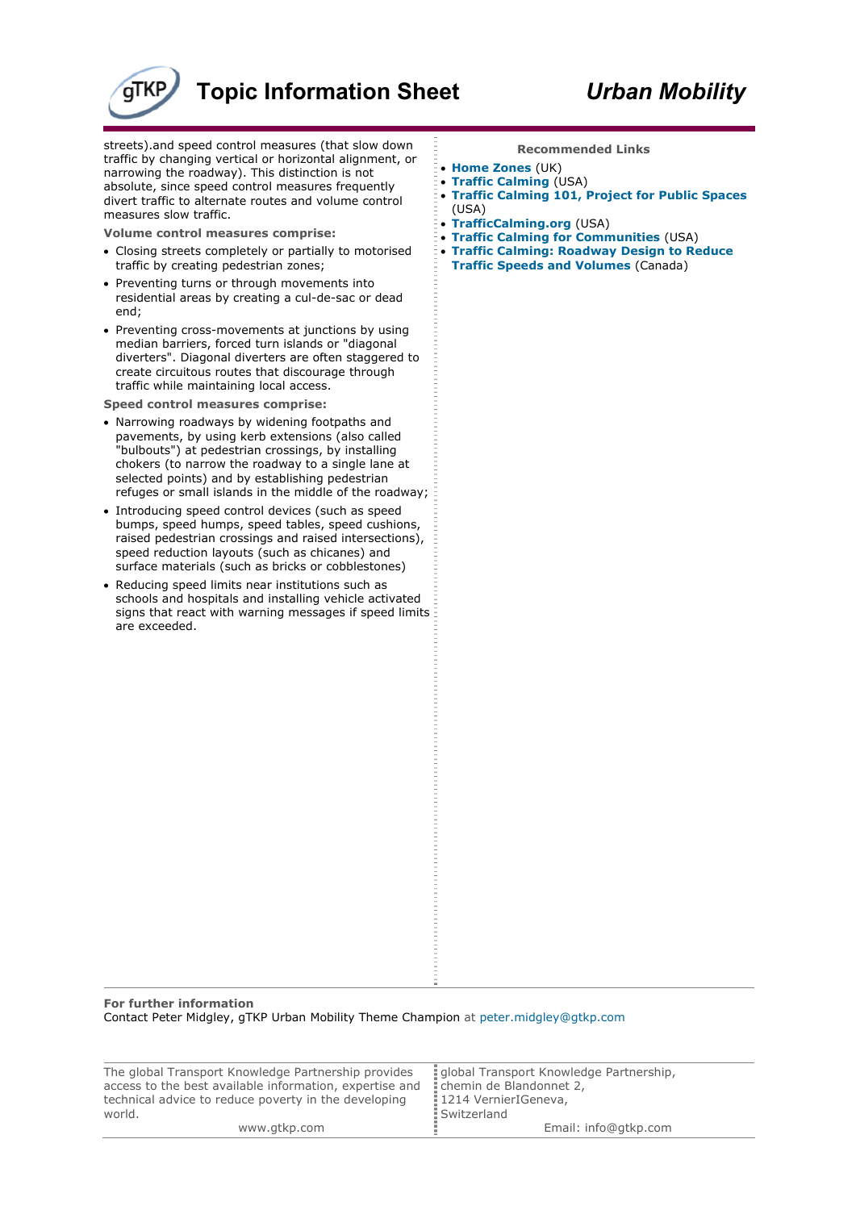streets).and speed control measures (that slow down traffic by changing vertical or horizontal alignment, or narrowing the roadway). This distinction is not absolute, since speed control measures frequently divert traffic to alternate routes and volume control measures slow traffic.

**Volume control measures comprise:**

- Closing streets completely or partially to motorised traffic by creating pedestrian zones;
- Preventing turns or through movements into residential areas by creating a cul-de-sac or dead end;
- Preventing cross-movements at junctions by using median barriers, forced turn islands or "diagonal diverters". Diagonal diverters are often staggered to create circuitous routes that discourage through traffic while maintaining local access.

**Speed control measures comprise:**

- Narrowing roadways by widening footpaths and pavements, by using kerb extensions (also called "bulbouts") at pedestrian crossings, by installing chokers (to narrow the roadway to a single lane at selected points) and by establishing pedestrian refuges or small islands in the middle of the roadway;
- Introducing speed control devices (such as speed bumps, speed humps, speed tables, speed cushions, raised pedestrian crossings and raised intersections), speed reduction layouts (such as chicanes) and surface materials (such as bricks or cobblestones)
- Reducing speed limits near institutions such as schools and hospitals and installing vehicle activated signs that react with warning messages if speed limits are exceeded.

**Recommended Links**

- **Home Zones** (UK)
- **Traffic Calming** (USA)
- **Traffic Calming 101, Project for Public Spaces** (USA)
- **TrafficCalming.org** (USA)
- **Traffic Calming for Communities** (USA)
- **Traffic Calming: Roadway Design to Reduce Traffic Speeds and Volumes** (Canada)

**For further information**
Contact Peter Midgley, gTKP Urban Mobility Theme Champion at peter.midgley@gtkp.com

The global Transport Knowledge Partnership provides access to the best available information, expertise and technical advice to reduce poverty in the developing world.
www.gtkp.com

global Transport Knowledge Partnership,
chemin de Blandonnet 2,
1214 VernierIGeneva,
Switzerland
Email: info@gtkp.com